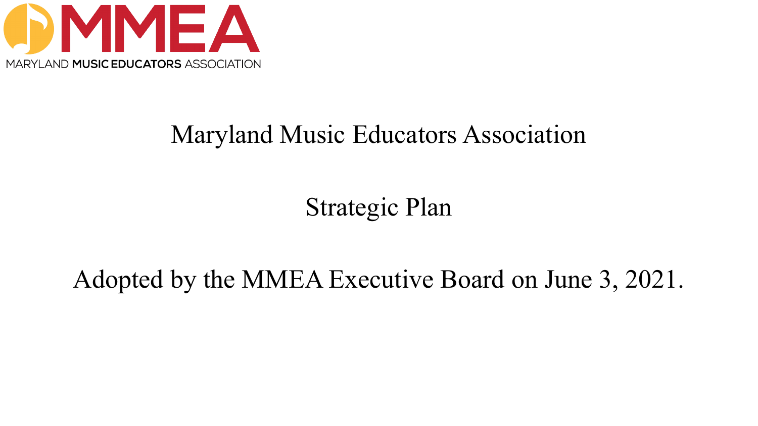MMEA

MARYLAND MUSIC EDUCATORS ASSOCIATION

# Maryland Music Educators Association

# Strategic Plan

Adopted by the MMEA Executive Board on June 3, 2021.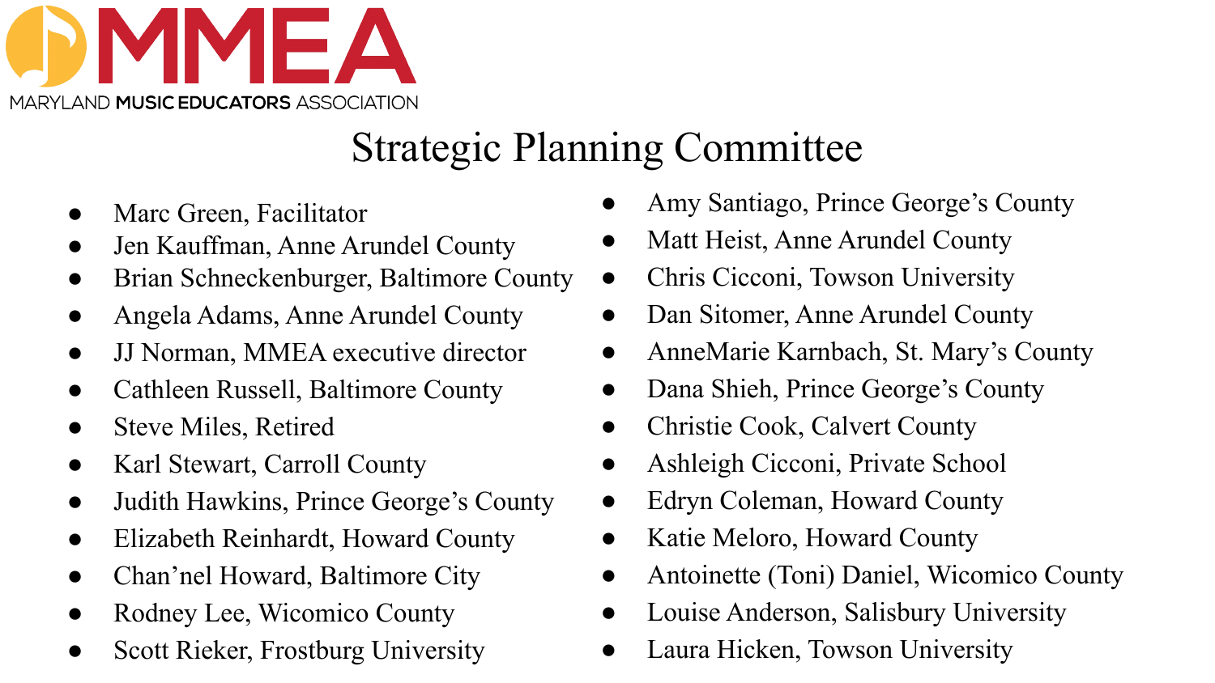MMEA

MARYLAND MUSIC EDUCATORS ASSOCIATION

# Strategic Planning Committee

- Marc Green, Facilitator
- Jen Kauffman, Anne Arundel County
- Brian Schneckenburger, Baltimore County
- Angela Adams, Anne Arundel County
- JJ Norman, MMEA executive director
- Cathleen Russell, Baltimore County
- Steve Miles, Retired
- Karl Stewart, Carroll County
- Judith Hawkins, Prince George's County
- Elizabeth Reinhardt, Howard County
- Chan'nel Howard, Baltimore City
- Rodney Lee, Wicomico County
- Scott Rieker, Frostburg University
- Amy Santiago, Prince George's County
- Matt Heist, Anne Arundel County
- Chris Cicconi, Towson University
- Dan Sitomer, Anne Arundel County
- AnneMarie Karnbach, St. Mary's County
- Dana Shieh, Prince George's County
- Christie Cook, Calvert County
- Ashleigh Cicconi, Private School
- Edryn Coleman, Howard County
- Katie Meloro, Howard County
- Antoinette (Toni) Daniel, Wicomico County
- Louise Anderson, Salisbury University
- Laura Hicken, Towson University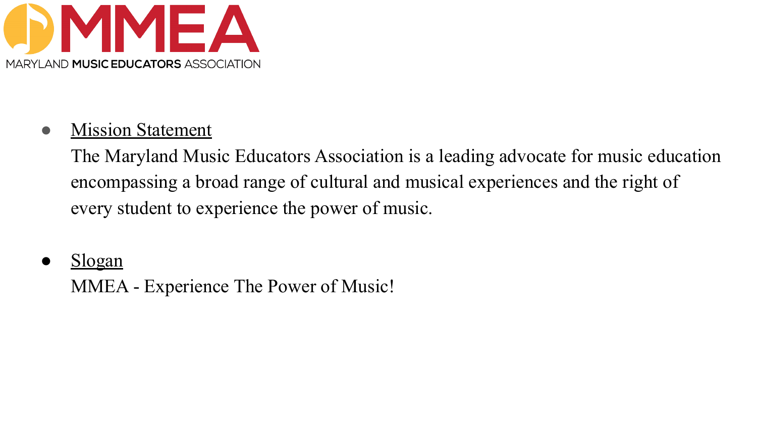MMEA

MARYLAND MUSIC EDUCATORS ASSOCIATION

- <u>Mission Statement</u>
  The Maryland Music Educators Association is a leading advocate for music education encompassing a broad range of cultural and musical experiences and the right of every student to experience the power of music.

- <u>Slogan</u>
  MMEA - Experience The Power of Music!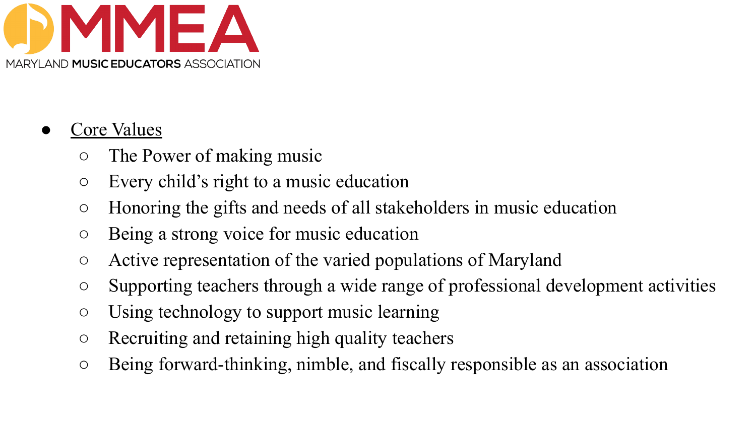MMEA

MARYLAND MUSIC EDUCATORS ASSOCIATION

- Core Values
  - The Power of making music
  - Every child's right to a music education
  - Honoring the gifts and needs of all stakeholders in music education
  - Being a strong voice for music education
  - Active representation of the varied populations of Maryland
  - Supporting teachers through a wide range of professional development activities
  - Using technology to support music learning
  - Recruiting and retaining high quality teachers
  - Being forward-thinking, nimble, and fiscally responsible as an association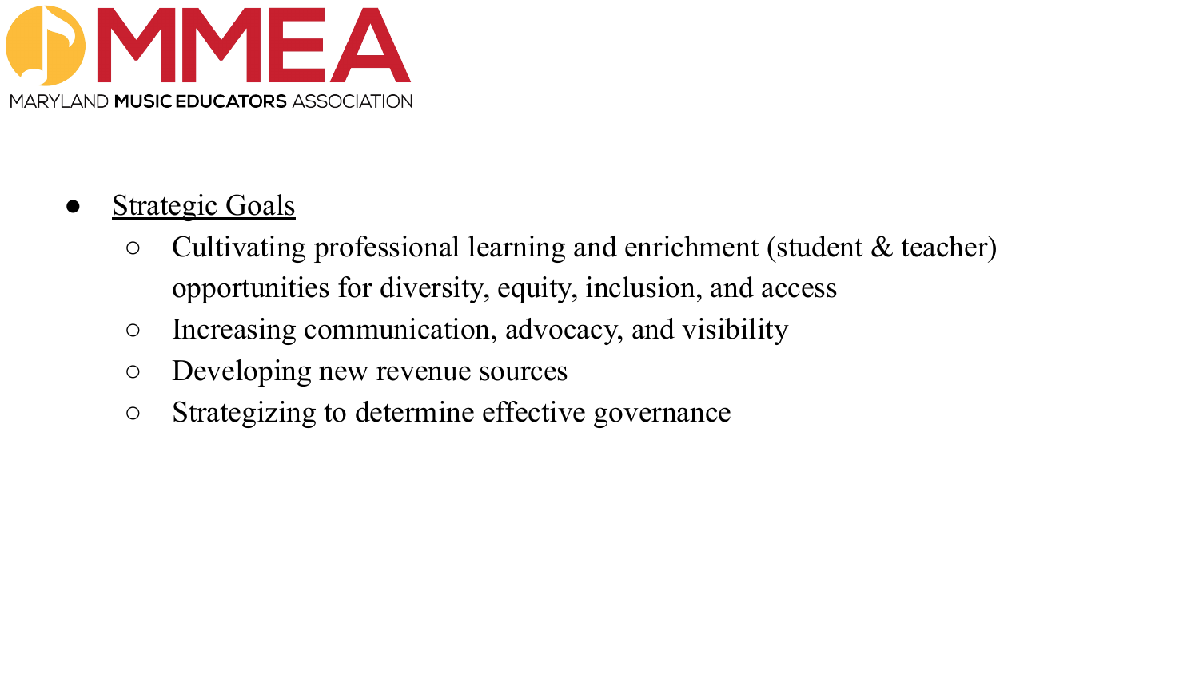MMEA

MARYLAND MUSIC EDUCATORS ASSOCIATION

- Strategic Goals
  - Cultivating professional learning and enrichment (student & teacher) opportunities for diversity, equity, inclusion, and access
  - Increasing communication, advocacy, and visibility
  - Developing new revenue sources
  - Strategizing to determine effective governance